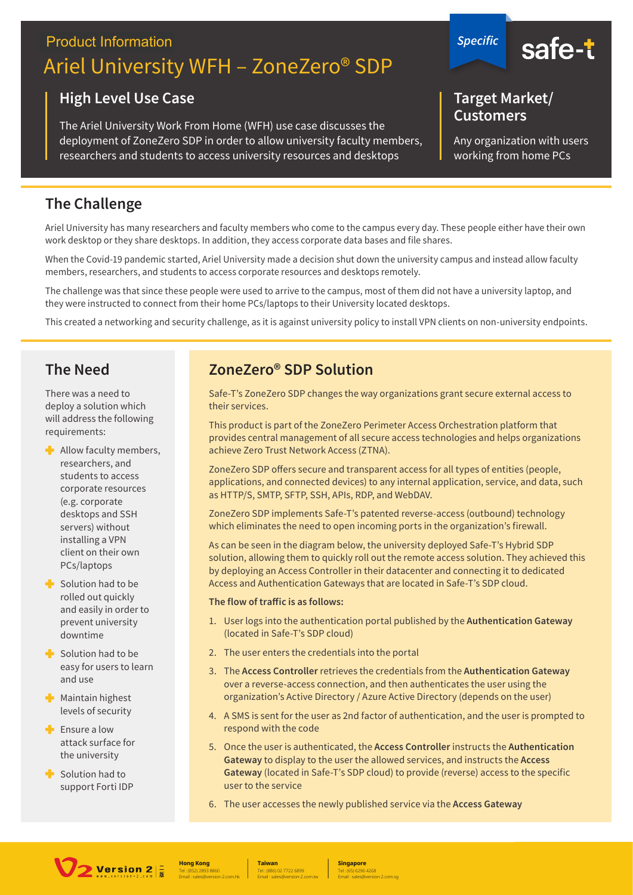Product Information

# Ariel University WFH – ZoneZero® SDP

*Specific*

safe-t

## High Level Use Case

The Ariel University Work From Home (WFH) use case discusses the deployment of ZoneZero SDP in order to allow university faculty members, researchers and students to access university resources and desktops

## Target Market/ Customers

Any organization with users working from home PCs

## The Challenge

Ariel University has many researchers and faculty members who come to the campus every day. These people either have their own work desktop or they share desktops. In addition, they access corporate data bases and file shares.

When the Covid-19 pandemic started, Ariel University made a decision shut down the university campus and instead allow faculty members, researchers, and students to access corporate resources and desktops remotely.

The challenge was that since these people were used to arrive to the campus, most of them did not have a university laptop, and they were instructed to connect from their home PCs/laptops to their University located desktops.

This created a networking and security challenge, as it is against university policy to install VPN clients on non-university endpoints.

## The Need

There was a need to deploy a solution which will address the following requirements:

- Allow faculty members, researchers, and students to access corporate resources (e.g. corporate desktops and SSH servers) without installing a VPN client on their own PCs/laptops
- Solution had to be rolled out quickly and easily in order to prevent university downtime
- Solution had to be easy for users to learn and use
- Maintain highest levels of security
- Ensure a low attack surface for the university
- Solution had to support Forti IDP

## ZoneZero® SDP Solution

Safe-T's ZoneZero SDP changes the way organizations grant secure external access to their services.

This product is part of the ZoneZero Perimeter Access Orchestration platform that provides central management of all secure access technologies and helps organizations achieve Zero Trust Network Access (ZTNA).

ZoneZero SDP offers secure and transparent access for all types of entities (people, applications, and connected devices) to any internal application, service, and data, such as HTTP/S, SMTP, SFTP, SSH, APIs, RDP, and WebDAV.

ZoneZero SDP implements Safe-T's patented reverse-access (outbound) technology which eliminates the need to open incoming ports in the organization's firewall.

As can be seen in the diagram below, the university deployed Safe-T's Hybrid SDP solution, allowing them to quickly roll out the remote access solution. They achieved this by deploying an Access Controller in their datacenter and connecting it to dedicated Access and Authentication Gateways that are located in Safe-T's SDP cloud.

**The flow of traffic is as follows:**

1. User logs into the authentication portal published by the **Authentication Gateway** (located in Safe-T's SDP cloud)
2. The user enters the credentials into the portal
3. The **Access Controller** retrieves the credentials from the **Authentication Gateway** over a reverse-access connection, and then authenticates the user using the organization's Active Directory / Azure Active Directory (depends on the user)
4. A SMS is sent for the user as 2nd factor of authentication, and the user is prompted to respond with the code
5. Once the user is authenticated, the **Access Controller** instructs the **Authentication Gateway** to display to the user the allowed services, and instructs the **Access Gateway** (located in Safe-T's SDP cloud) to provide (reverse) access to the specific user to the service
6. The user accesses the newly published service via the **Access Gateway**

Version 2

**Hong Kong**
Tel : (852) 2893 8860
Email : sales@version-2.com.hk

**Taiwan**
Tel : (886) 02 7722 6899
Email : sales@version-2.com.tw

**Singapore**
Tel : (65) 6296 4268
Email : sales@version-2.com.sg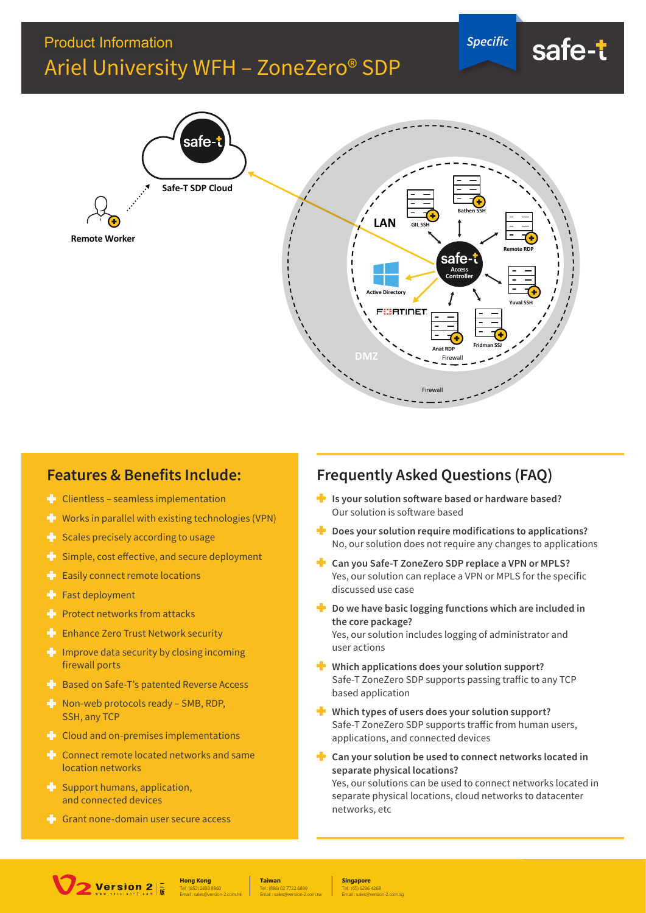Product Information

# Ariel University WFH – ZoneZero® SDP

Specific

safe-t

Safe-T SDP Cloud

Remote Worker

LAN

GIL SSH

Bathen SSH

Remote RDP

safe-t Access Controller

Active Directory

Yuval SSH

FURTINET

Anat RDP

Fridman SSJ

Firewall

DMZ

Firewall

## Features & Benefits Include:

- Clientless – seamless implementation
- Works in parallel with existing technologies (VPN)
- Scales precisely according to usage
- Simple, cost effective, and secure deployment
- Easily connect remote locations
- Fast deployment
- Protect networks from attacks
- Enhance Zero Trust Network security
- Improve data security by closing incoming firewall ports
- Based on Safe-T's patented Reverse Access
- Non-web protocols ready – SMB, RDP, SSH, any TCP
- Cloud and on-premises implementations
- Connect remote located networks and same location networks
- Support humans, application, and connected devices
- Grant none-domain user secure access

## Frequently Asked Questions (FAQ)

- **Is your solution software based or hardware based?**
  Our solution is software based
- **Does your solution require modifications to applications?**
  No, our solution does not require any changes to applications
- **Can you Safe-T ZoneZero SDP replace a VPN or MPLS?**
  Yes, our solution can replace a VPN or MPLS for the specific discussed use case
- **Do we have basic logging functions which are included in the core package?**
  Yes, our solution includes logging of administrator and user actions
- **Which applications does your solution support?**
  Safe-T ZoneZero SDP supports passing traffic to any TCP based application
- **Which types of users does your solution support?**
  Safe-T ZoneZero SDP supports traffic from human users, applications, and connected devices
- **Can your solution be used to connect networks located in separate physical locations?**
  Yes, our solutions can be used to connect networks located in separate physical locations, cloud networks to datacenter networks, etc

Version 2

**Hong Kong**
Tel : (852) 2893 8860
Email : sales@version-2.com.hk

**Taiwan**
Tel : (886) 02 7722 6899
Email : sales@version-2.com.tw

**Singapore**
Tel : (65) 6296 4268
Email : sales@version-2.com.sg